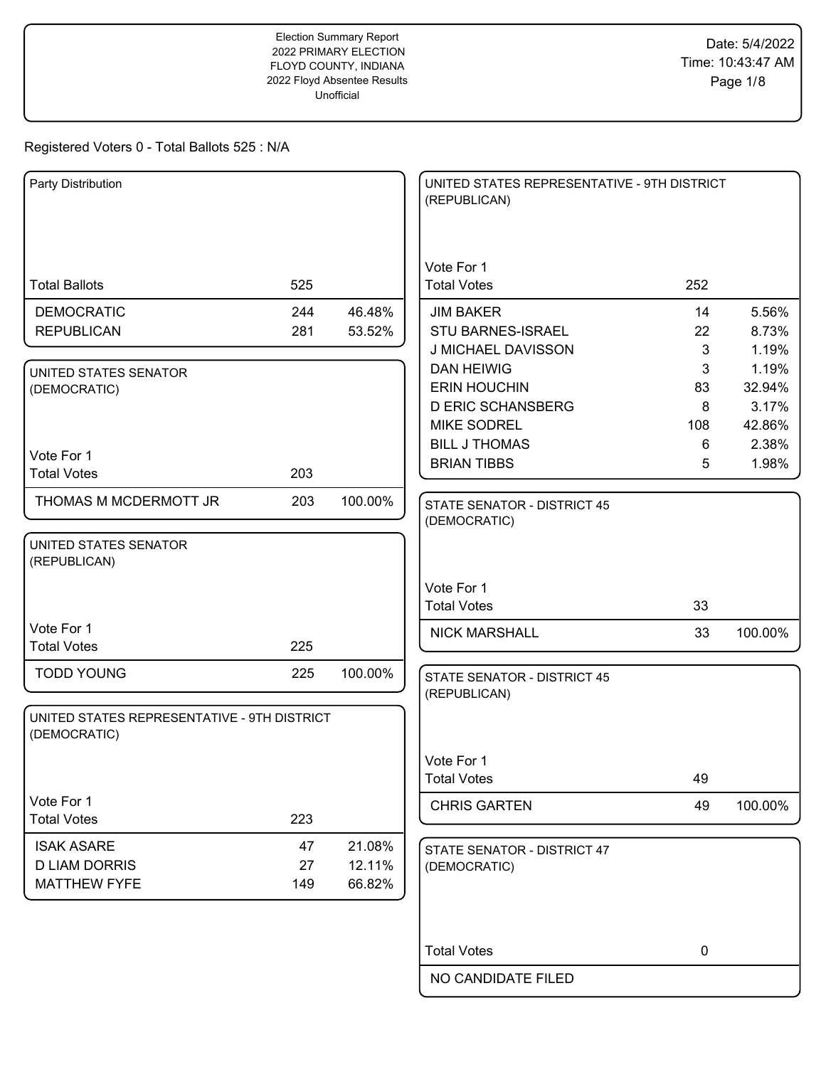Election Summary Report
2022 PRIMARY ELECTION
FLOYD COUNTY, INDIANA
2022 Floyd Absentee Results
Unofficial

Date: 5/4/2022
Time: 10:43:47 AM

Registered Voters 0 - Total Ballots 525 : N/A

## Party Distribution

| | | |
|---|---|---|
| Total Ballots | 525 | |
| DEMOCRATIC | 244 | 46.48% |
| REPUBLICAN | 281 | 53.52% |

## UNITED STATES SENATOR (DEMOCRATIC)

Vote For 1

| | | |
|---|---|---|
| Total Votes | 203 | |
| THOMAS M MCDERMOTT JR | 203 | 100.00% |

## UNITED STATES SENATOR (REPUBLICAN)

Vote For 1

| | | |
|---|---|---|
| Total Votes | 225 | |
| TODD YOUNG | 225 | 100.00% |

## UNITED STATES REPRESENTATIVE - 9TH DISTRICT (DEMOCRATIC)

Vote For 1

| | | |
|---|---|---|
| Total Votes | 223 | |
| ISAK ASARE | 47 | 21.08% |
| D LIAM DORRIS | 27 | 12.11% |
| MATTHEW FYFE | 149 | 66.82% |

## UNITED STATES REPRESENTATIVE - 9TH DISTRICT (REPUBLICAN)

Vote For 1

| | | |
|---|---|---|
| Total Votes | 252 | |
| JIM BAKER | 14 | 5.56% |
| STU BARNES-ISRAEL | 22 | 8.73% |
| J MICHAEL DAVISSON | 3 | 1.19% |
| DAN HEIWIG | 3 | 1.19% |
| ERIN HOUCHIN | 83 | 32.94% |
| D ERIC SCHANSBERG | 8 | 3.17% |
| MIKE SODREL | 108 | 42.86% |
| BILL J THOMAS | 6 | 2.38% |
| BRIAN TIBBS | 5 | 1.98% |

## STATE SENATOR - DISTRICT 45 (DEMOCRATIC)

Vote For 1

| | | |
|---|---|---|
| Total Votes | 33 | |
| NICK MARSHALL | 33 | 100.00% |

## STATE SENATOR - DISTRICT 45 (REPUBLICAN)

Vote For 1

| | | |
|---|---|---|
| Total Votes | 49 | |
| CHRIS GARTEN | 49 | 100.00% |

## STATE SENATOR - DISTRICT 47 (DEMOCRATIC)

| | | |
|---|---|---|
| Total Votes | 0 | |
| NO CANDIDATE FILED | | |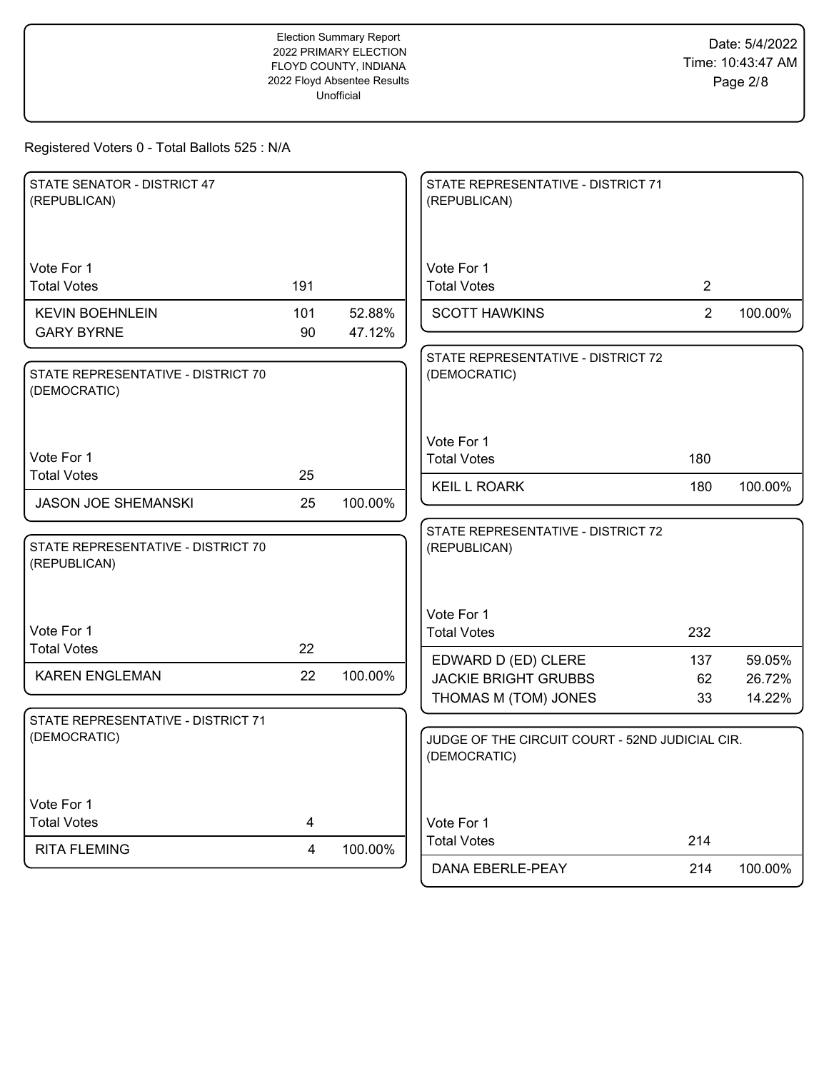Registered Voters 0 - Total Ballots 525 : N/A

### STATE SENATOR - DISTRICT 47 (REPUBLICAN)

Vote For 1

| Total Votes | 191 | |
|---|---|---|
| KEVIN BOEHNLEIN | 101 | 52.88% |
| GARY BYRNE | 90 | 47.12% |

### STATE REPRESENTATIVE - DISTRICT 70 (DEMOCRATIC)

Vote For 1

| Total Votes | 25 | |
|---|---|---|
| JASON JOE SHEMANSKI | 25 | 100.00% |

### STATE REPRESENTATIVE - DISTRICT 70 (REPUBLICAN)

Vote For 1

| Total Votes | 22 | |
|---|---|---|
| KAREN ENGLEMAN | 22 | 100.00% |

### STATE REPRESENTATIVE - DISTRICT 71 (DEMOCRATIC)

Vote For 1

| Total Votes | 4 | |
|---|---|---|
| RITA FLEMING | 4 | 100.00% |

### STATE REPRESENTATIVE - DISTRICT 71 (REPUBLICAN)

Vote For 1

| Total Votes | 2 | |
|---|---|---|
| SCOTT HAWKINS | 2 | 100.00% |

### STATE REPRESENTATIVE - DISTRICT 72 (DEMOCRATIC)

Vote For 1

| Total Votes | 180 | |
|---|---|---|
| KEIL L ROARK | 180 | 100.00% |

### STATE REPRESENTATIVE - DISTRICT 72 (REPUBLICAN)

Vote For 1

| Total Votes | 232 | |
|---|---|---|
| EDWARD D (ED) CLERE | 137 | 59.05% |
| JACKIE BRIGHT GRUBBS | 62 | 26.72% |
| THOMAS M (TOM) JONES | 33 | 14.22% |

### JUDGE OF THE CIRCUIT COURT - 52ND JUDICIAL CIR. (DEMOCRATIC)

Vote For 1

| Total Votes | 214 | |
|---|---|---|
| DANA EBERLE-PEAY | 214 | 100.00% |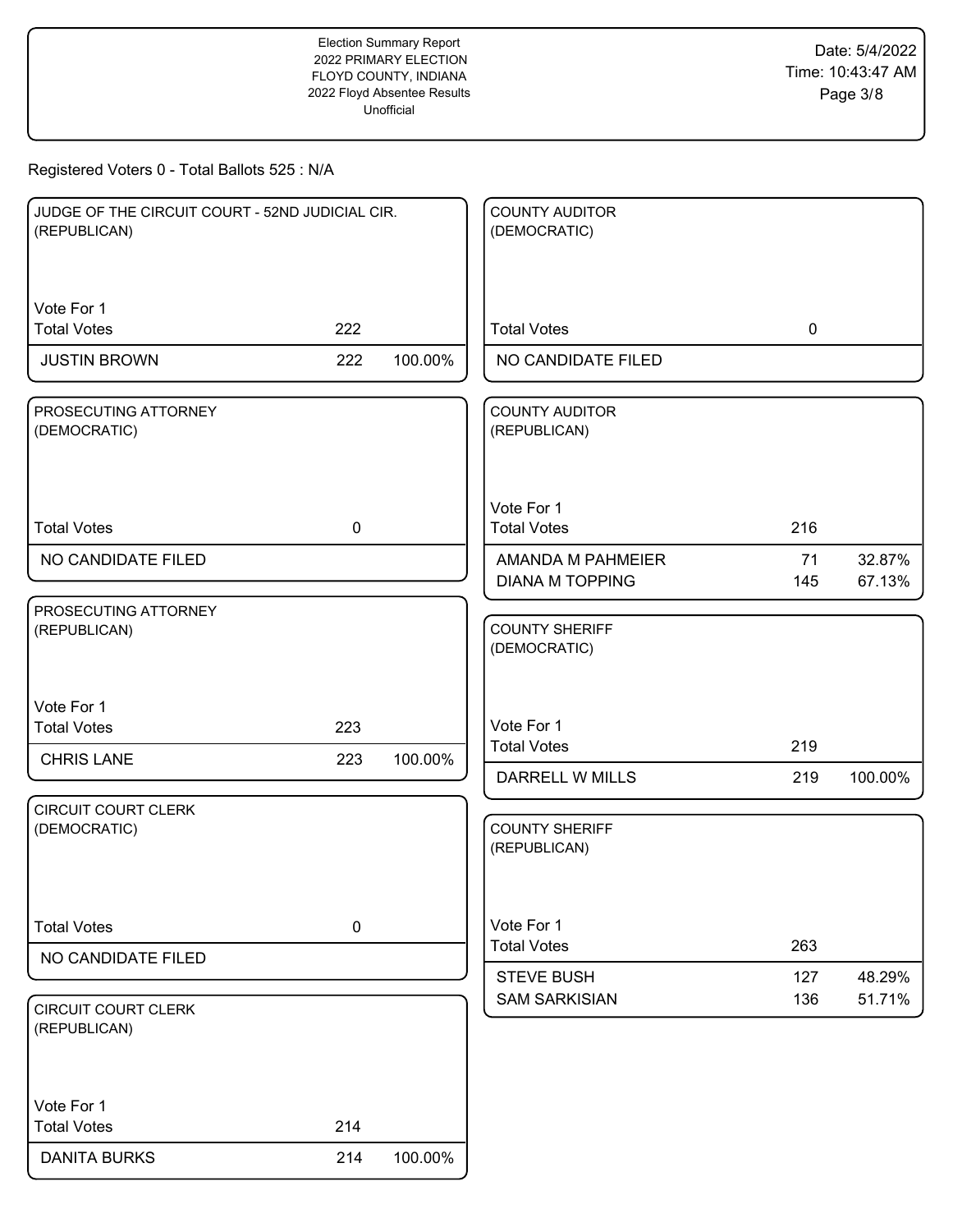Election Summary Report
2022 PRIMARY ELECTION
FLOYD COUNTY, INDIANA
2022 Floyd Absentee Results
Unofficial

Date: 5/4/2022
Time: 10:43:47 AM

Registered Voters 0 - Total Ballots 525 : N/A

### JUDGE OF THE CIRCUIT COURT - 52ND JUDICIAL CIR. (REPUBLICAN)

Vote For 1

| | Votes | Percent |
|---|---|---|
| Total Votes | 222 | |
| JUSTIN BROWN | 222 | 100.00% |

### PROSECUTING ATTORNEY (DEMOCRATIC)

| | Votes |
|---|---|
| Total Votes | 0 |
| NO CANDIDATE FILED | |

### PROSECUTING ATTORNEY (REPUBLICAN)

Vote For 1

| | Votes | Percent |
|---|---|---|
| Total Votes | 223 | |
| CHRIS LANE | 223 | 100.00% |

### CIRCUIT COURT CLERK (DEMOCRATIC)

| | Votes |
|---|---|
| Total Votes | 0 |
| NO CANDIDATE FILED | |

### CIRCUIT COURT CLERK (REPUBLICAN)

Vote For 1

| | Votes | Percent |
|---|---|---|
| Total Votes | 214 | |
| DANITA BURKS | 214 | 100.00% |

### COUNTY AUDITOR (DEMOCRATIC)

| | Votes |
|---|---|
| Total Votes | 0 |
| NO CANDIDATE FILED | |

### COUNTY AUDITOR (REPUBLICAN)

Vote For 1

| | Votes | Percent |
|---|---|---|
| Total Votes | 216 | |
| AMANDA M PAHMEIER | 71 | 32.87% |
| DIANA M TOPPING | 145 | 67.13% |

### COUNTY SHERIFF (DEMOCRATIC)

Vote For 1

| | Votes | Percent |
|---|---|---|
| Total Votes | 219 | |
| DARRELL W MILLS | 219 | 100.00% |

### COUNTY SHERIFF (REPUBLICAN)

Vote For 1

| | Votes | Percent |
|---|---|---|
| Total Votes | 263 | |
| STEVE BUSH | 127 | 48.29% |
| SAM SARKISIAN | 136 | 51.71% |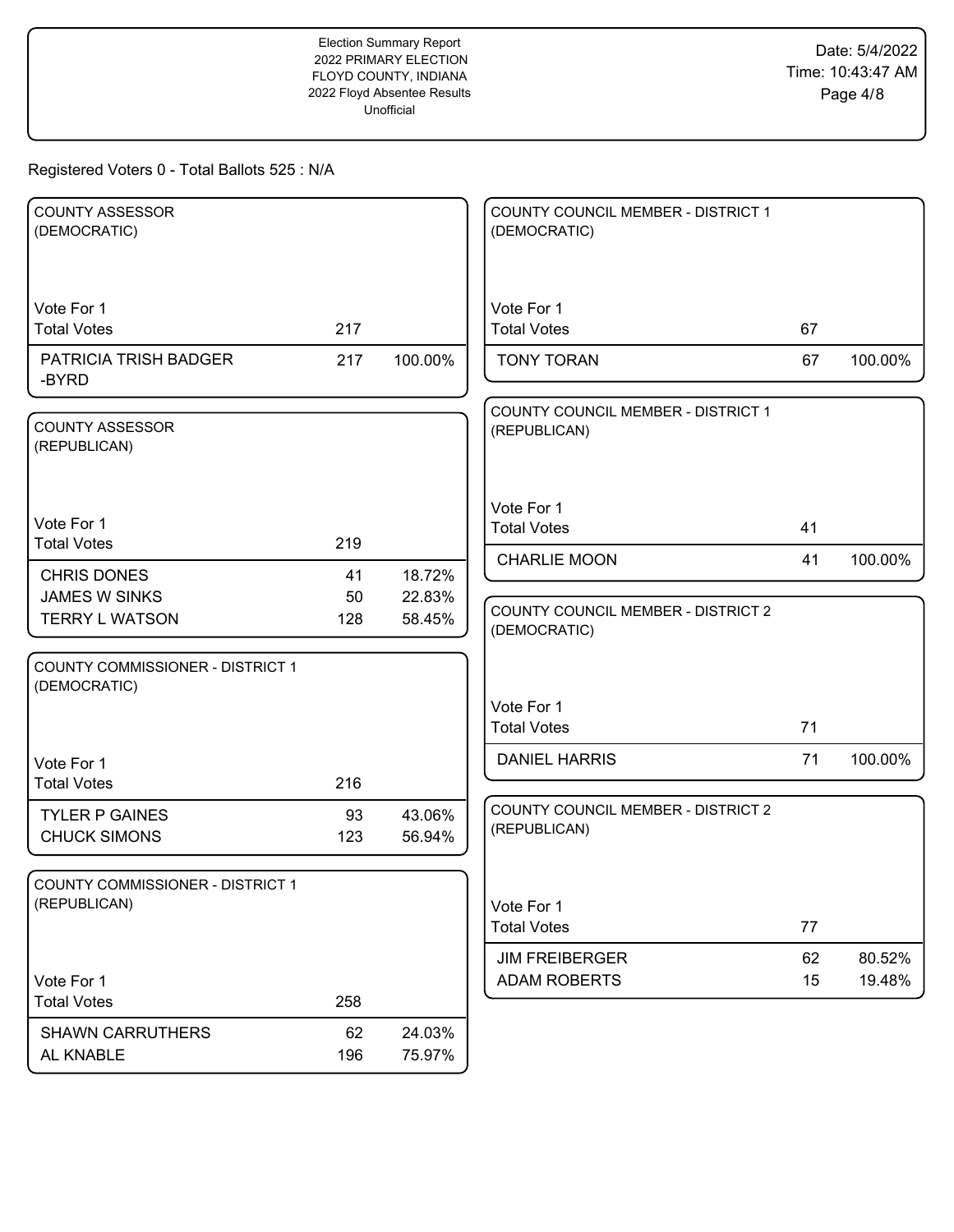Election Summary Report
2022 PRIMARY ELECTION
FLOYD COUNTY, INDIANA
2022 Floyd Absentee Results
Unofficial

Date: 5/4/2022
Time: 10:43:47 AM

Registered Voters 0 - Total Ballots 525 : N/A

### COUNTY ASSESSOR (DEMOCRATIC)

Vote For 1

| | | |
|---|---|---|
| Total Votes | 217 | |
| PATRICIA TRISH BADGER -BYRD | 217 | 100.00% |

### COUNTY ASSESSOR (REPUBLICAN)

Vote For 1

| | | |
|---|---|---|
| Total Votes | 219 | |
| CHRIS DONES | 41 | 18.72% |
| JAMES W SINKS | 50 | 22.83% |
| TERRY L WATSON | 128 | 58.45% |

### COUNTY COMMISSIONER - DISTRICT 1 (DEMOCRATIC)

Vote For 1

| | | |
|---|---|---|
| Total Votes | 216 | |
| TYLER P GAINES | 93 | 43.06% |
| CHUCK SIMONS | 123 | 56.94% |

### COUNTY COMMISSIONER - DISTRICT 1 (REPUBLICAN)

Vote For 1

| | | |
|---|---|---|
| Total Votes | 258 | |
| SHAWN CARRUTHERS | 62 | 24.03% |
| AL KNABLE | 196 | 75.97% |

### COUNTY COUNCIL MEMBER - DISTRICT 1 (DEMOCRATIC)

Vote For 1

| | | |
|---|---|---|
| Total Votes | 67 | |
| TONY TORAN | 67 | 100.00% |

### COUNTY COUNCIL MEMBER - DISTRICT 1 (REPUBLICAN)

Vote For 1

| | | |
|---|---|---|
| Total Votes | 41 | |
| CHARLIE MOON | 41 | 100.00% |

### COUNTY COUNCIL MEMBER - DISTRICT 2 (DEMOCRATIC)

Vote For 1

| | | |
|---|---|---|
| Total Votes | 71 | |
| DANIEL HARRIS | 71 | 100.00% |

### COUNTY COUNCIL MEMBER - DISTRICT 2 (REPUBLICAN)

Vote For 1

| | | |
|---|---|---|
| Total Votes | 77 | |
| JIM FREIBERGER | 62 | 80.52% |
| ADAM ROBERTS | 15 | 19.48% |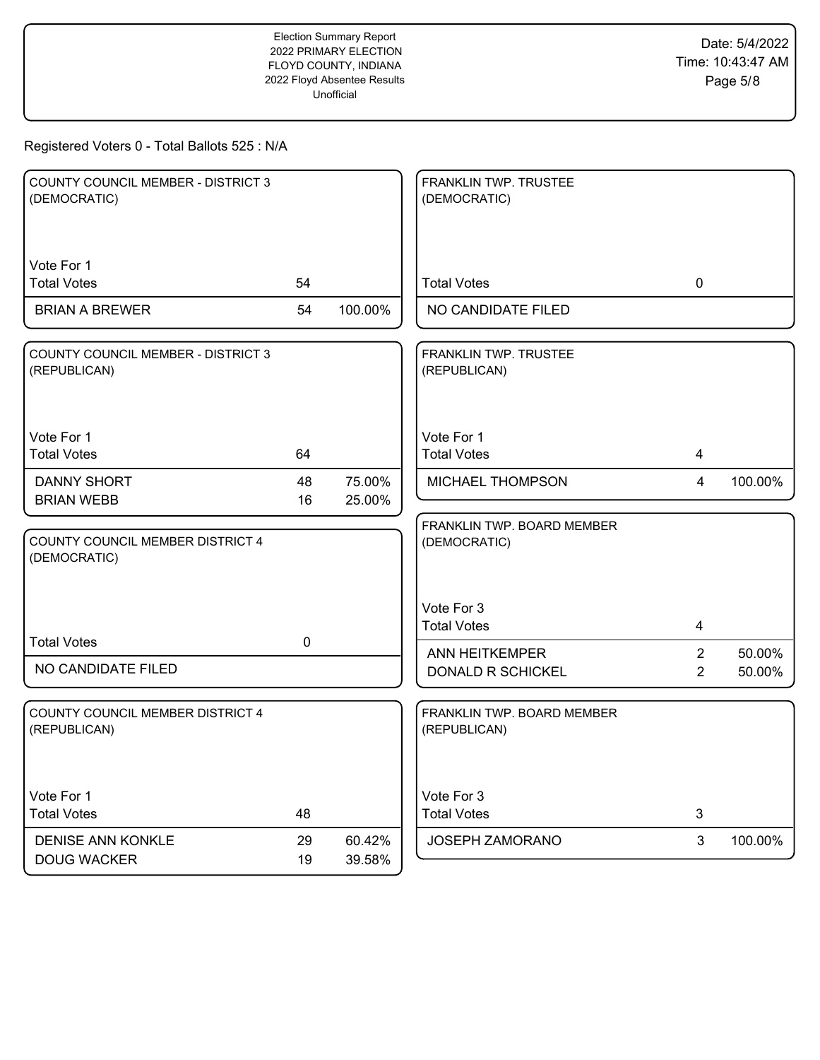Election Summary Report
2022 PRIMARY ELECTION
FLOYD COUNTY, INDIANA
2022 Floyd Absentee Results
Unofficial

Date: 5/4/2022
Time: 10:43:47 AM

Registered Voters 0 - Total Ballots 525 : N/A

### COUNTY COUNCIL MEMBER - DISTRICT 3 (DEMOCRATIC)

Vote For 1

| | | |
|---|---|---|
| Total Votes | 54 | |
| BRIAN A BREWER | 54 | 100.00% |

### COUNTY COUNCIL MEMBER - DISTRICT 3 (REPUBLICAN)

Vote For 1

| | | |
|---|---|---|
| Total Votes | 64 | |
| DANNY SHORT | 48 | 75.00% |
| BRIAN WEBB | 16 | 25.00% |

### COUNTY COUNCIL MEMBER DISTRICT 4 (DEMOCRATIC)

| | |
|---|---|
| Total Votes | 0 |
| NO CANDIDATE FILED | |

### COUNTY COUNCIL MEMBER DISTRICT 4 (REPUBLICAN)

Vote For 1

| | | |
|---|---|---|
| Total Votes | 48 | |
| DENISE ANN KONKLE | 29 | 60.42% |
| DOUG WACKER | 19 | 39.58% |

### FRANKLIN TWP. TRUSTEE (DEMOCRATIC)

| | |
|---|---|
| Total Votes | 0 |
| NO CANDIDATE FILED | |

### FRANKLIN TWP. TRUSTEE (REPUBLICAN)

Vote For 1

| | | |
|---|---|---|
| Total Votes | 4 | |
| MICHAEL THOMPSON | 4 | 100.00% |

### FRANKLIN TWP. BOARD MEMBER (DEMOCRATIC)

Vote For 3

| | | |
|---|---|---|
| Total Votes | 4 | |
| ANN HEITKEMPER | 2 | 50.00% |
| DONALD R SCHICKEL | 2 | 50.00% |

### FRANKLIN TWP. BOARD MEMBER (REPUBLICAN)

Vote For 3

| | | |
|---|---|---|
| Total Votes | 3 | |
| JOSEPH ZAMORANO | 3 | 100.00% |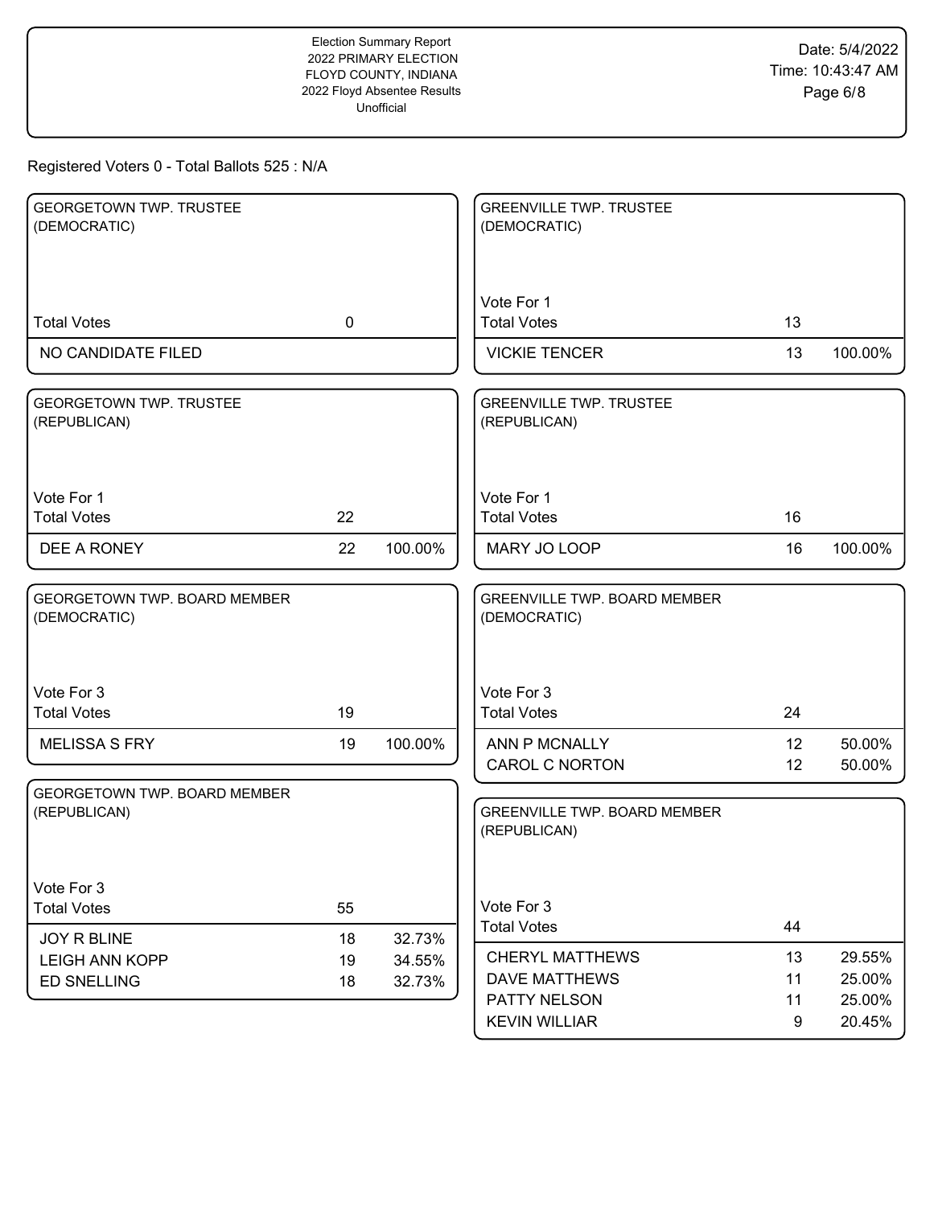Registered Voters 0 - Total Ballots 525 : N/A

## GEORGETOWN TWP. TRUSTEE (DEMOCRATIC)

| | Votes | % |
|---|---|---|
| Total Votes | 0 | |
| NO CANDIDATE FILED | | |

## GEORGETOWN TWP. TRUSTEE (REPUBLICAN)

Vote For 1

| | Votes | % |
|---|---|---|
| Total Votes | 22 | |
| DEE A RONEY | 22 | 100.00% |

## GEORGETOWN TWP. BOARD MEMBER (DEMOCRATIC)

Vote For 3

| | Votes | % |
|---|---|---|
| Total Votes | 19 | |
| MELISSA S FRY | 19 | 100.00% |

## GEORGETOWN TWP. BOARD MEMBER (REPUBLICAN)

Vote For 3

| | Votes | % |
|---|---|---|
| Total Votes | 55 | |
| JOY R BLINE | 18 | 32.73% |
| LEIGH ANN KOPP | 19 | 34.55% |
| ED SNELLING | 18 | 32.73% |

## GREENVILLE TWP. TRUSTEE (DEMOCRATIC)

Vote For 1

| | Votes | % |
|---|---|---|
| Total Votes | 13 | |
| VICKIE TENCER | 13 | 100.00% |

## GREENVILLE TWP. TRUSTEE (REPUBLICAN)

Vote For 1

| | Votes | % |
|---|---|---|
| Total Votes | 16 | |
| MARY JO LOOP | 16 | 100.00% |

## GREENVILLE TWP. BOARD MEMBER (DEMOCRATIC)

Vote For 3

| | Votes | % |
|---|---|---|
| Total Votes | 24 | |
| ANN P MCNALLY | 12 | 50.00% |
| CAROL C NORTON | 12 | 50.00% |

## GREENVILLE TWP. BOARD MEMBER (REPUBLICAN)

Vote For 3

| | Votes | % |
|---|---|---|
| Total Votes | 44 | |
| CHERYL MATTHEWS | 13 | 29.55% |
| DAVE MATTHEWS | 11 | 25.00% |
| PATTY NELSON | 11 | 25.00% |
| KEVIN WILLIAR | 9 | 20.45% |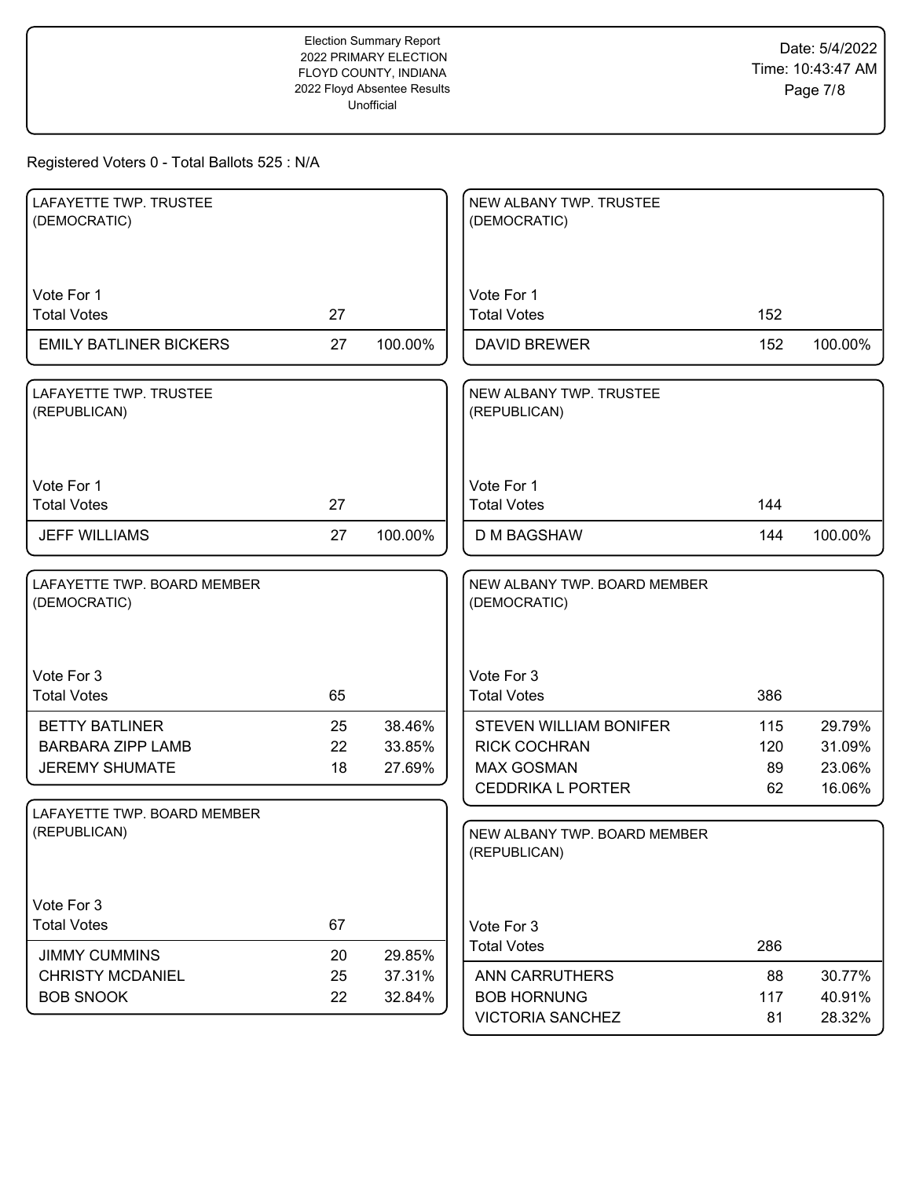Registered Voters 0 - Total Ballots 525 : N/A

### LAFAYETTE TWP. TRUSTEE (DEMOCRATIC)

Vote For 1

| | | |
|---|---|---|
| Total Votes | 27 | |
| EMILY BATLINER BICKERS | 27 | 100.00% |

### LAFAYETTE TWP. TRUSTEE (REPUBLICAN)

Vote For 1

| | | |
|---|---|---|
| Total Votes | 27 | |
| JEFF WILLIAMS | 27 | 100.00% |

### LAFAYETTE TWP. BOARD MEMBER (DEMOCRATIC)

Vote For 3

| | | |
|---|---|---|
| Total Votes | 65 | |
| BETTY BATLINER | 25 | 38.46% |
| BARBARA ZIPP LAMB | 22 | 33.85% |
| JEREMY SHUMATE | 18 | 27.69% |

### LAFAYETTE TWP. BOARD MEMBER (REPUBLICAN)

Vote For 3

| | | |
|---|---|---|
| Total Votes | 67 | |
| JIMMY CUMMINS | 20 | 29.85% |
| CHRISTY MCDANIEL | 25 | 37.31% |
| BOB SNOOK | 22 | 32.84% |

### NEW ALBANY TWP. TRUSTEE (DEMOCRATIC)

Vote For 1

| | | |
|---|---|---|
| Total Votes | 152 | |
| DAVID BREWER | 152 | 100.00% |

### NEW ALBANY TWP. TRUSTEE (REPUBLICAN)

Vote For 1

| | | |
|---|---|---|
| Total Votes | 144 | |
| D M BAGSHAW | 144 | 100.00% |

### NEW ALBANY TWP. BOARD MEMBER (DEMOCRATIC)

Vote For 3

| | | |
|---|---|---|
| Total Votes | 386 | |
| STEVEN WILLIAM BONIFER | 115 | 29.79% |
| RICK COCHRAN | 120 | 31.09% |
| MAX GOSMAN | 89 | 23.06% |
| CEDDRIKA L PORTER | 62 | 16.06% |

### NEW ALBANY TWP. BOARD MEMBER (REPUBLICAN)

Vote For 3

| | | |
|---|---|---|
| Total Votes | 286 | |
| ANN CARRUTHERS | 88 | 30.77% |
| BOB HORNUNG | 117 | 40.91% |
| VICTORIA SANCHEZ | 81 | 28.32% |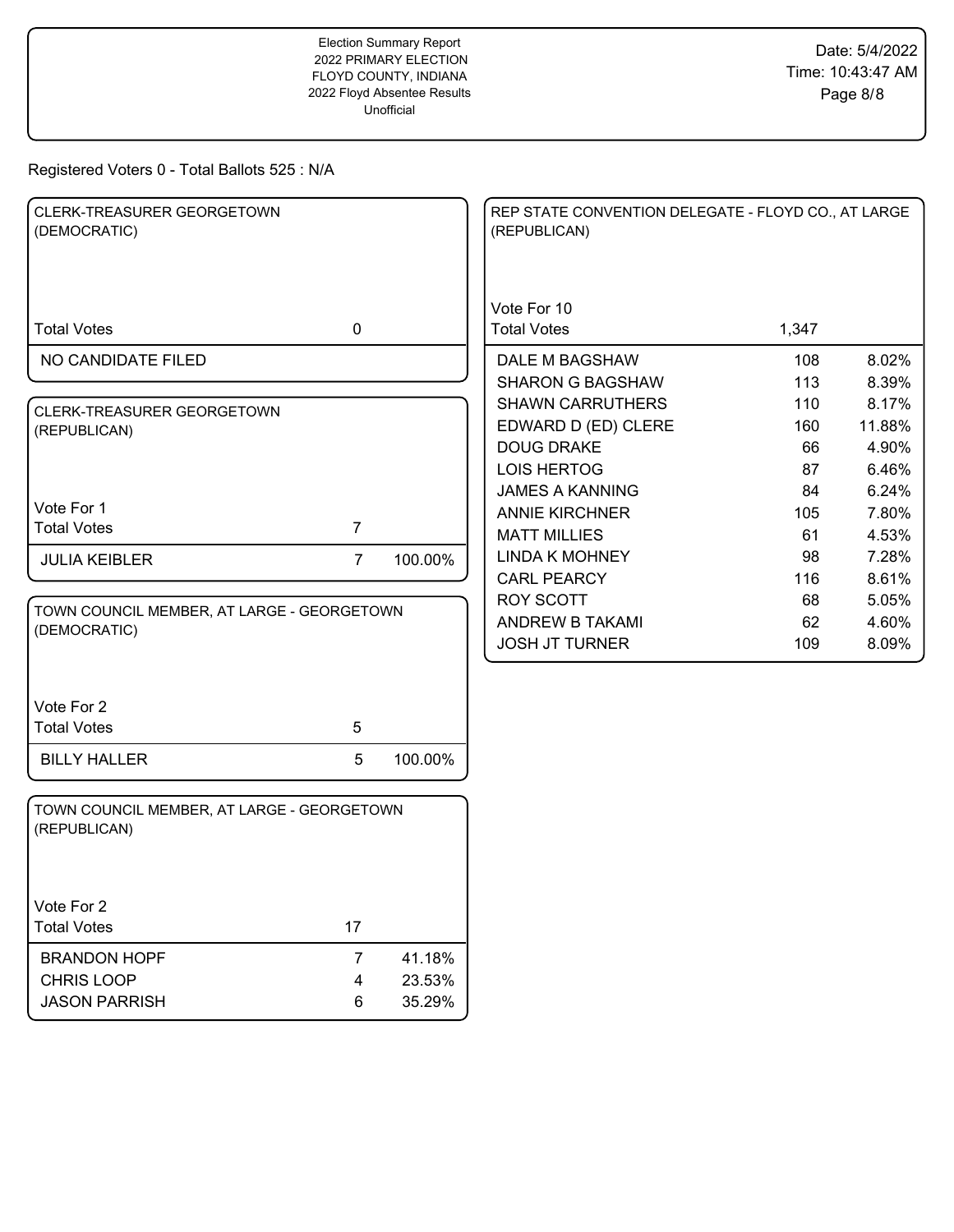Registered Voters 0 - Total Ballots 525 : N/A

## CLERK-TREASURER GEORGETOWN (DEMOCRATIC)

| | | |
|---|---|---|
| Total Votes | 0 | |
| NO CANDIDATE FILED | | |

## CLERK-TREASURER GEORGETOWN (REPUBLICAN)

Vote For 1

| | | |
|---|---|---|
| Total Votes | 7 | |
| JULIA KEIBLER | 7 | 100.00% |

## TOWN COUNCIL MEMBER, AT LARGE - GEORGETOWN (DEMOCRATIC)

Vote For 2

| | | |
|---|---|---|
| Total Votes | 5 | |
| BILLY HALLER | 5 | 100.00% |

## TOWN COUNCIL MEMBER, AT LARGE - GEORGETOWN (REPUBLICAN)

Vote For 2

| | | |
|---|---|---|
| Total Votes | 17 | |
| BRANDON HOPF | 7 | 41.18% |
| CHRIS LOOP | 4 | 23.53% |
| JASON PARRISH | 6 | 35.29% |

## REP STATE CONVENTION DELEGATE - FLOYD CO., AT LARGE (REPUBLICAN)

Vote For 10

| | | |
|---|---|---|
| Total Votes | 1,347 | |
| DALE M BAGSHAW | 108 | 8.02% |
| SHARON G BAGSHAW | 113 | 8.39% |
| SHAWN CARRUTHERS | 110 | 8.17% |
| EDWARD D (ED) CLERE | 160 | 11.88% |
| DOUG DRAKE | 66 | 4.90% |
| LOIS HERTOG | 87 | 6.46% |
| JAMES A KANNING | 84 | 6.24% |
| ANNIE KIRCHNER | 105 | 7.80% |
| MATT MILLIES | 61 | 4.53% |
| LINDA K MOHNEY | 98 | 7.28% |
| CARL PEARCY | 116 | 8.61% |
| ROY SCOTT | 68 | 5.05% |
| ANDREW B TAKAMI | 62 | 4.60% |
| JOSH JT TURNER | 109 | 8.09% |